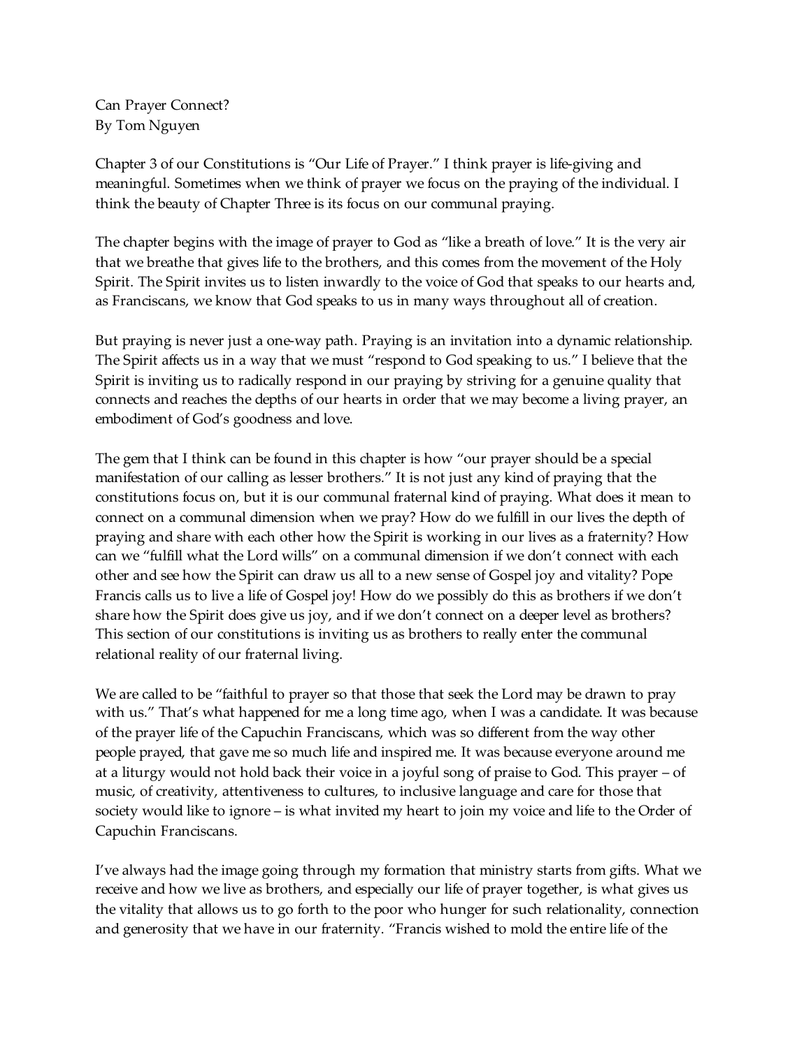# Can Prayer Connect?

By Tom Nguyen

Chapter 3 of our Constitutions is "Our Life of Prayer." I think prayer is life-giving and meaningful. Sometimes when we think of prayer we focus on the praying of the individual. I think the beauty of Chapter Three is its focus on our communal praying.

The chapter begins with the image of prayer to God as "like a breath of love." It is the very air that we breathe that gives life to the brothers, and this comes from the movement of the Holy Spirit. The Spirit invites us to listen inwardly to the voice of God that speaks to our hearts and, as Franciscans, we know that God speaks to us in many ways throughout all of creation.

But praying is never just a one-way path. Praying is an invitation into a dynamic relationship. The Spirit affects us in a way that we must "respond to God speaking to us." I believe that the Spirit is inviting us to radically respond in our praying by striving for a genuine quality that connects and reaches the depths of our hearts in order that we may become a living prayer, an embodiment of God's goodness and love.

The gem that I think can be found in this chapter is how "our prayer should be a special manifestation of our calling as lesser brothers." It is not just any kind of praying that the constitutions focus on, but it is our communal fraternal kind of praying. What does it mean to connect on a communal dimension when we pray? How do we fulfill in our lives the depth of praying and share with each other how the Spirit is working in our lives as a fraternity? How can we "fulfill what the Lord wills" on a communal dimension if we don't connect with each other and see how the Spirit can draw us all to a new sense of Gospel joy and vitality? Pope Francis calls us to live a life of Gospel joy! How do we possibly do this as brothers if we don't share how the Spirit does give us joy, and if we don't connect on a deeper level as brothers? This section of our constitutions is inviting us as brothers to really enter the communal relational reality of our fraternal living.

We are called to be "faithful to prayer so that those that seek the Lord may be drawn to pray with us." That's what happened for me a long time ago, when I was a candidate. It was because of the prayer life of the Capuchin Franciscans, which was so different from the way other people prayed, that gave me so much life and inspired me. It was because everyone around me at a liturgy would not hold back their voice in a joyful song of praise to God. This prayer – of music, of creativity, attentiveness to cultures, to inclusive language and care for those that society would like to ignore – is what invited my heart to join my voice and life to the Order of Capuchin Franciscans.

I've always had the image going through my formation that ministry starts from gifts. What we receive and how we live as brothers, and especially our life of prayer together, is what gives us the vitality that allows us to go forth to the poor who hunger for such relationality, connection and generosity that we have in our fraternity. "Francis wished to mold the entire life of the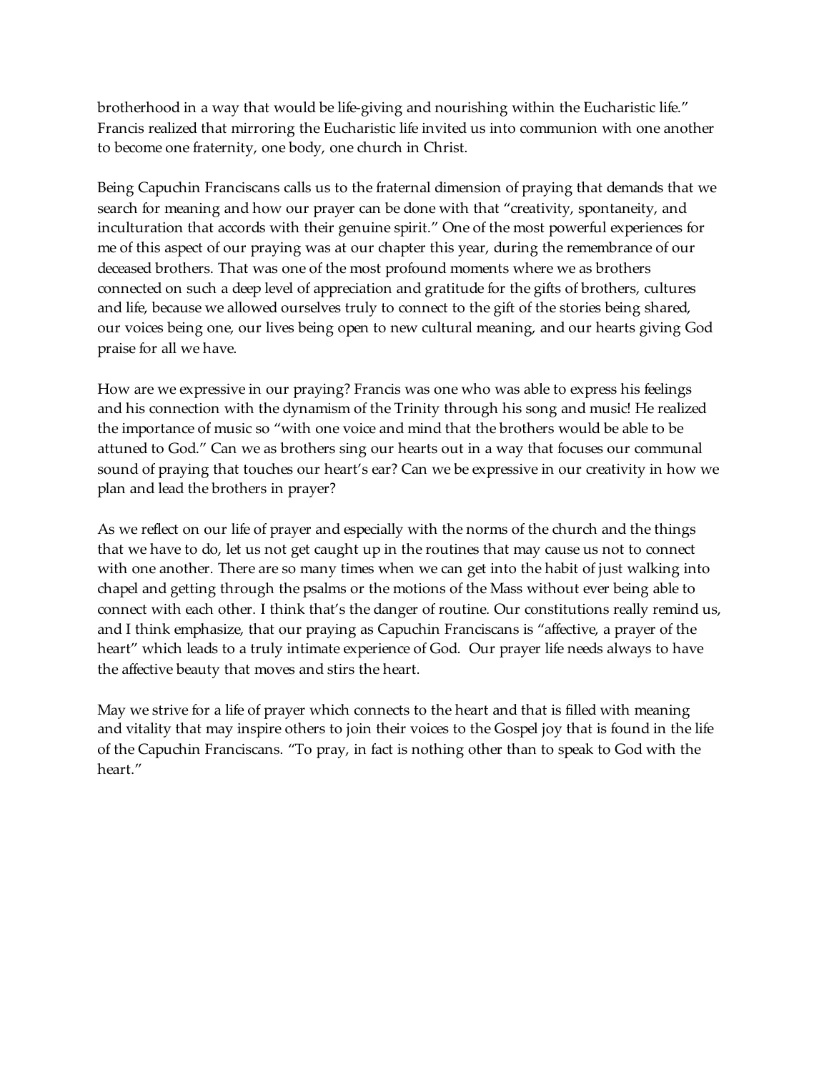brotherhood in a way that would be life-giving and nourishing within the Eucharistic life." Francis realized that mirroring the Eucharistic life invited us into communion with one another to become one fraternity, one body, one church in Christ.

Being Capuchin Franciscans calls us to the fraternal dimension of praying that demands that we search for meaning and how our prayer can be done with that "creativity, spontaneity, and inculturation that accords with their genuine spirit." One of the most powerful experiences for me of this aspect of our praying was at our chapter this year, during the remembrance of our deceased brothers. That was one of the most profound moments where we as brothers connected on such a deep level of appreciation and gratitude for the gifts of brothers, cultures and life, because we allowed ourselves truly to connect to the gift of the stories being shared, our voices being one, our lives being open to new cultural meaning, and our hearts giving God praise for all we have.

How are we expressive in our praying? Francis was one who was able to express his feelings and his connection with the dynamism of the Trinity through his song and music! He realized the importance of music so "with one voice and mind that the brothers would be able to be attuned to God." Can we as brothers sing our hearts out in a way that focuses our communal sound of praying that touches our heart's ear? Can we be expressive in our creativity in how we plan and lead the brothers in prayer?

As we reflect on our life of prayer and especially with the norms of the church and the things that we have to do, let us not get caught up in the routines that may cause us not to connect with one another. There are so many times when we can get into the habit of just walking into chapel and getting through the psalms or the motions of the Mass without ever being able to connect with each other. I think that's the danger of routine. Our constitutions really remind us, and I think emphasize, that our praying as Capuchin Franciscans is "affective, a prayer of the heart" which leads to a truly intimate experience of God. Our prayer life needs always to have the affective beauty that moves and stirs the heart.

May we strive for a life of prayer which connects to the heart and that is filled with meaning and vitality that may inspire others to join their voices to the Gospel joy that is found in the life of the Capuchin Franciscans. "To pray, in fact is nothing other than to speak to God with the heart."